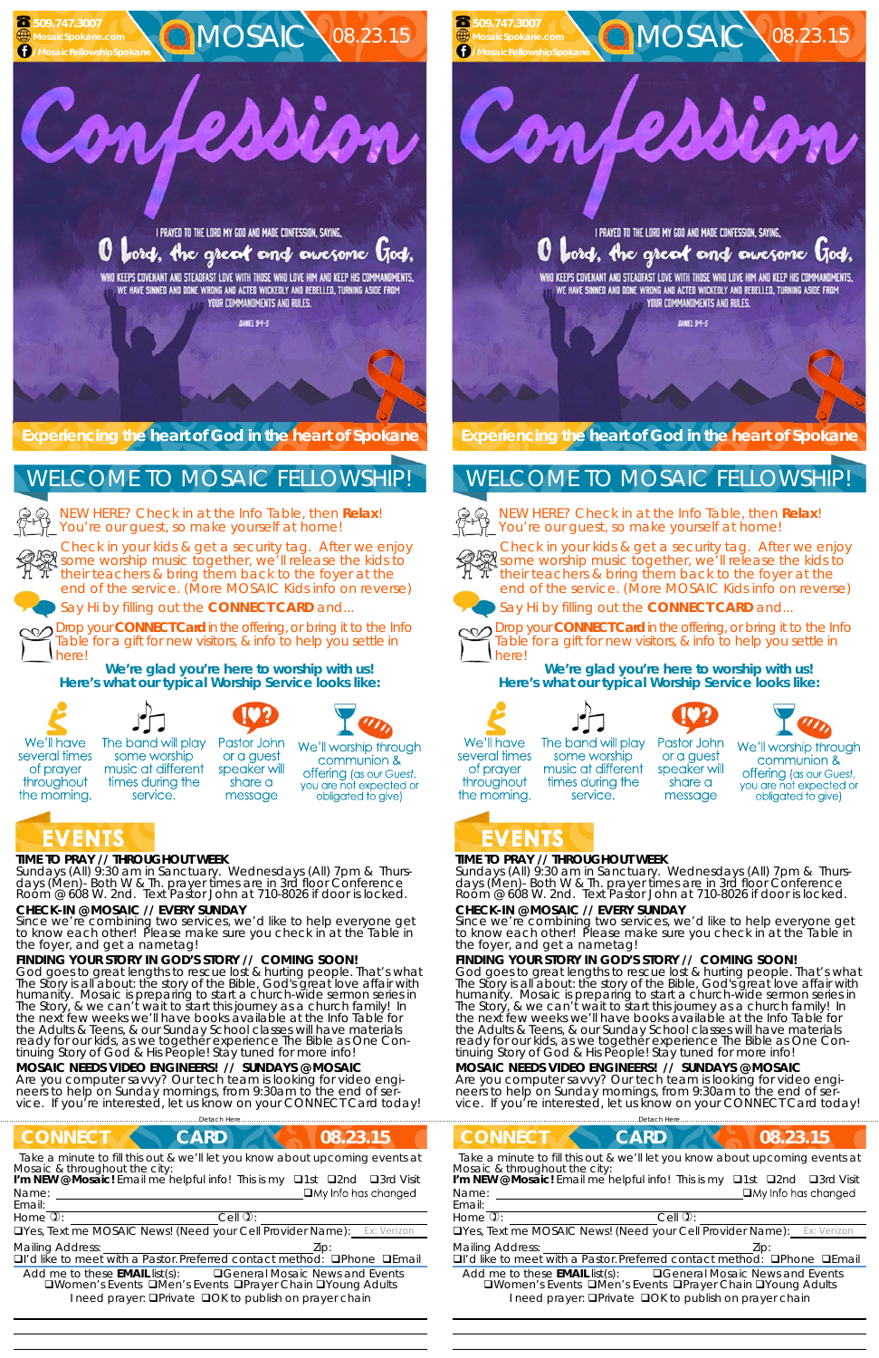509.747.3007
MosaicSpokane.com
MosaicFellowshipSpokane

# MOSAIC 08.23.15

# Confession

I PRAYED TO THE LORD MY GOD AND MADE CONFESSION, SAYING,

O Lord, the great and awesome God,

WHO KEEPS COVENANT AND STEADFAST LOVE WITH THOSE WHO LOVE HIM AND KEEP HIS COMMANDMENTS, WE HAVE SINNED AND DONE WRONG AND ACTED WICKEDLY AND REBELLED, TURNING ASIDE FROM YOUR COMMANDMENTS AND RULES.

DANIEL 9:4-5

**Experiencing the heart of God in the heart of Spokane**

## WELCOME TO MOSAIC FELLOWSHIP!

NEW HERE? Check in at the Info Table, then **Relax**! You're our guest, so make yourself at home!

Check in your kids & get a security tag. After we enjoy some worship music together, we'll release the kids to their teachers & bring them back to the foyer at the end of the service. (More MOSAIC Kids info on reverse)

Say Hi by filling out the **CONNECTCARD** and...

Drop your **CONNECTCard** in the offering, or bring it to the Info Table for a gift for new visitors, & info to help you settle in here!

**We're glad you're here to worship with us!**
**Here's what our typical Worship Service looks like:**

- We'll have several times of prayer throughout the morning.
- The band will play some worship music at different times during the service.
- Pastor John or a guest speaker will share a message
- We'll worship through communion & offering (as our Guest, you are not expected or obligated to give)

## EVENTS

**TIME TO PRAY // THROUGHOUT WEEK**
Sundays (All) 9:30 am in Sanctuary. Wednesdays (All) 7pm & Thursdays (Men)- Both W & Th. prayer times are in 3rd floor Conference Room @ 608 W. 2nd. Text Pastor John at 710-8026 if door is locked.

**CHECK-IN @ MOSAIC // EVERY SUNDAY**
Since we're combining two services, we'd like to help everyone get to know each other! Please make sure you check in at the Table in the foyer, and get a nametag!

**FINDING YOUR STORY IN GOD'S STORY // COMING SOON!**
God goes to great lengths to rescue lost & hurting people. That's what The Story is all about: the story of the Bible, God's great love affair with humanity. Mosaic is preparing to start a church-wide sermon series in The Story, & we can't wait to start this journey as a church family! In the next few weeks we'll have books available at the Info Table for the Adults & Teens, & our Sunday School classes will have materials ready for our kids, as we together experience The Bible as One Continuing Story of God & His People! Stay tuned for more info!

**MOSAIC NEEDS VIDEO ENGINEERS! // SUNDAYS @ MOSAIC**
Are you computer savvy? Our tech team is looking for video engineers to help on Sunday mornings, from 9:30am to the end of service. If you're interested, let us know on your CONNECTCard today!

Detach Here

## CONNECT CARD 08.23.15

Take a minute to fill this out & we'll let you know about upcoming events at Mosaic & throughout the city:

**I'm NEW @ Mosaic!** Email me helpful info! This is my ❑1st ❑2nd ❑3rd Visit

Name: ________ ❑My Info has changed

Email:

Home: ________ Cell: ________

❑Yes, Text me MOSAIC News! (Need your Cell Provider Name): Ex: Verizon

Mailing Address: ________ Zip:

❑I'd like to meet with a Pastor. Preferred contact method: ❑Phone ❑Email

Add me to these **EMAIL** list(s): ❑General Mosaic News and Events ❑Women's Events ❑Men's Events ❑Prayer Chain ❑Young Adults

I need prayer: ❑Private ❑OK to publish on prayer chain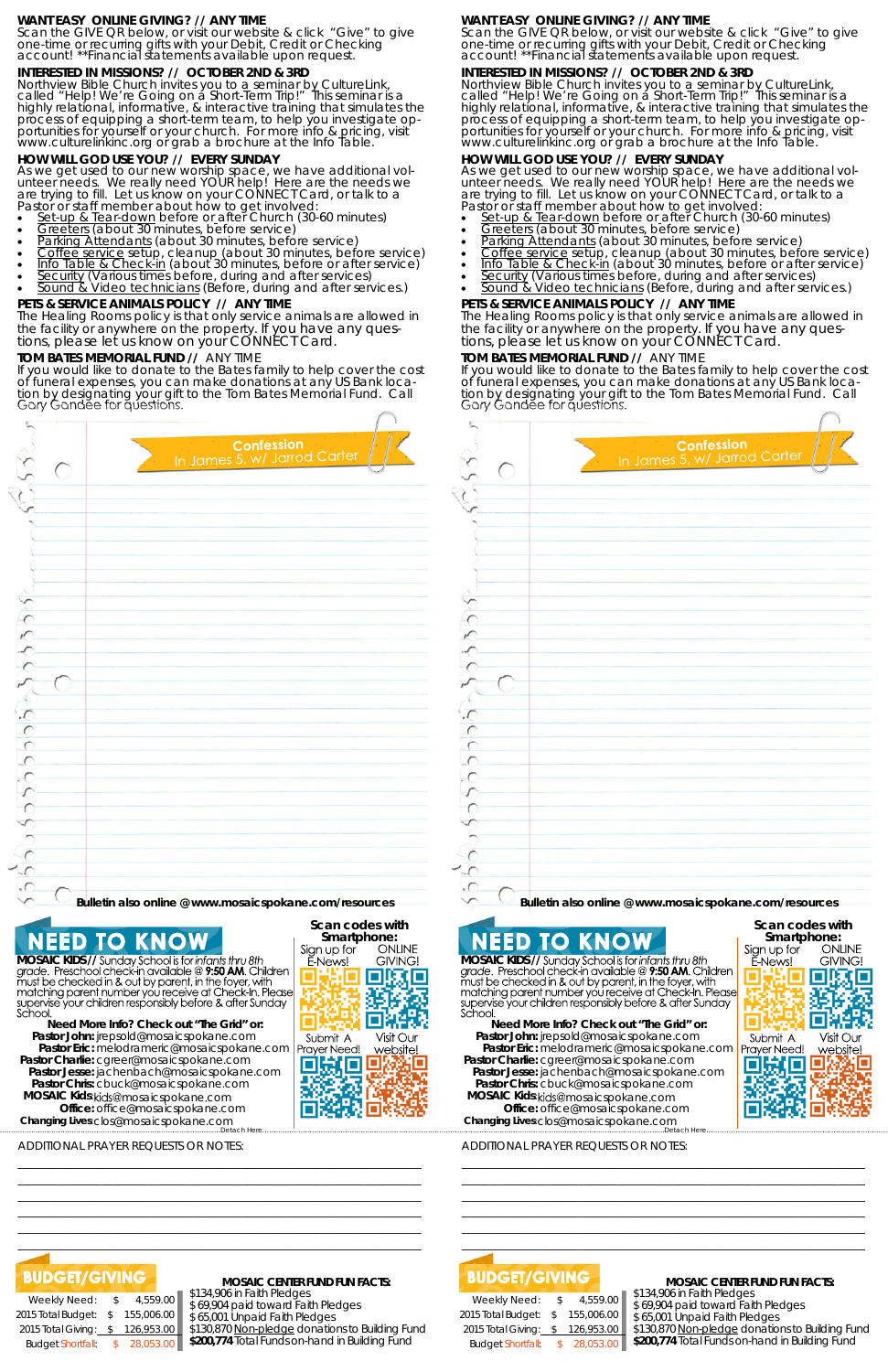**WANT EASY ONLINE GIVING? // ANY TIME**
Scan the GIVE QR below, or visit our website & click "Give" to give one-time or recurring gifts with your Debit, Credit or Checking account! **Financial statements available upon request.

**INTERESTED IN MISSIONS? // OCTOBER 2ND & 3RD**
Northview Bible Church invites you to a seminar by CultureLink, called "Help! We're Going on a Short-Term Trip!" This seminar is a highly relational, informative, & interactive training that simulates the process of equipping a short-term team, to help you investigate opportunities for yourself or your church. For more info & pricing, visit www.culturelinkinc.org or grab a brochure at the Info Table.

**HOW WILL GOD USE YOU? // EVERY SUNDAY**
As we get used to our new worship space, we have additional volunteer needs. We really need YOUR help! Here are the needs we are trying to fill. Let us know on your CONNECT Card, or talk to a Pastor or staff member about how to get involved:

- Set-up & Tear-down before or after Church (30-60 minutes)
- Greeters (about 30 minutes, before service)
- Parking Attendants (about 30 minutes, before service)
- Coffee service setup, cleanup (about 30 minutes, before service)
- Info Table & Check-in (about 30 minutes, before or after service)
- Security (Various times before, during and after services)
- Sound & Video technicians (Before, during and after services.)

**PETS & SERVICE ANIMALS POLICY // ANY TIME**
The Healing Rooms policy is that only service animals are allowed in the facility or anywhere on the property. If you have any questions, please let us know on your CONNECT Card.

**TOM BATES MEMORIAL FUND //** ANY TIME
If you would like to donate to the Bates family to help cover the cost of funeral expenses, you can make donations at any US Bank location by designating your gift to the Tom Bates Memorial Fund. Call Gary Gandee for questions.

**Confession**
In James 5, w/ Jarrod Carter

**Bulletin also online @www.mosaicspokane.com/resources**

## NEED TO KNOW

**MOSAIC KIDS//** *Sunday School is for infants thru 8th grade. Preschool check-in available @ **9:50 AM**. Children must be checked in & out by parent, in the foyer, with matching parent number you receive at Check-In. Please supervise your children responsibly before & after Sunday School.*

**Need More Info? Check out "The Grid" or:**
**Pastor John:** jrepsold@mosaicspokane.com
**Pastor Eric:** melodrameric@mosaicspokane.com
**Pastor Charlie:** cgreer@mosaicspokane.com
**Pastor Jesse:** jachenbach@mosaicspokane.com
**Pastor Chris:** cbuck@mosaicspokane.com
**MOSAIC Kids** kids@mosaicspokane.com
**Office:** office@mosaicspokane.com
**Changing Lives** clos@mosaicspokane.com

**Scan codes with Smartphone:**
Sign up for E-News! ONLINE GIVING!
Submit A Prayer Need! Visit Our website!

Detach Here

ADDITIONAL PRAYER REQUESTS OR NOTES:

## BUDGET/GIVING

| | | |
|---|---|---|
| Weekly Need: | $ | 4,559.00 |
| 2015 Total Budget: | $ | 155,006.00 |
| 2015 Total Giving: | $ | 126,953.00 |
| Budget Shortfall: | $ | 28,053.00 |

**MOSAIC CENTER FUND FUN FACTS:**
$134,906 in Faith Pledges
$ 69,904 paid toward Faith Pledges
$ 65,001 Unpaid Faith Pledges
$130,870 Non-pledge donations to Building Fund
**$200,774** Total Funds on-hand in Building Fund

---

**WANT EASY ONLINE GIVING? // ANY TIME**
Scan the GIVE QR below, or visit our website & click "Give" to give one-time or recurring gifts with your Debit, Credit or Checking account! **Financial statements available upon request.

**INTERESTED IN MISSIONS? // OCTOBER 2ND & 3RD**
Northview Bible Church invites you to a seminar by CultureLink, called "Help! We're Going on a Short-Term Trip!" This seminar is a highly relational, informative, & interactive training that simulates the process of equipping a short-term team, to help you investigate opportunities for yourself or your church. For more info & pricing, visit www.culturelinkinc.org or grab a brochure at the Info Table.

**HOW WILL GOD USE YOU? // EVERY SUNDAY**
As we get used to our new worship space, we have additional volunteer needs. We really need YOUR help! Here are the needs we are trying to fill. Let us know on your CONNECT Card, or talk to a Pastor or staff member about how to get involved:

- Set-up & Tear-down before or after Church (30-60 minutes)
- Greeters (about 30 minutes, before service)
- Parking Attendants (about 30 minutes, before service)
- Coffee service setup, cleanup (about 30 minutes, before service)
- Info Table & Check-in (about 30 minutes, before or after service)
- Security (Various times before, during and after services)
- Sound & Video technicians (Before, during and after services.)

**PETS & SERVICE ANIMALS POLICY // ANY TIME**
The Healing Rooms policy is that only service animals are allowed in the facility or anywhere on the property. If you have any questions, please let us know on your CONNECT Card.

**TOM BATES MEMORIAL FUND //** ANY TIME
If you would like to donate to the Bates family to help cover the cost of funeral expenses, you can make donations at any US Bank location by designating your gift to the Tom Bates Memorial Fund. Call Gary Gandee for questions.

**Confession**
In James 5, w/ Jarrod Carter

**Bulletin also online @www.mosaicspokane.com/resources**

## NEED TO KNOW

**MOSAIC KIDS//** *Sunday School is for infants thru 8th grade. Preschool check-in available @ **9:50 AM**. Children must be checked in & out by parent, in the foyer, with matching parent number you receive at Check-In. Please supervise your children responsibly before & after Sunday School.*

**Need More Info? Check out "The Grid" or:**
**Pastor John:** jrepsold@mosaicspokane.com
**Pastor Eric:** melodrameric@mosaicspokane.com
**Pastor Charlie:** cgreer@mosaicspokane.com
**Pastor Jesse:** jachenbach@mosaicspokane.com
**Pastor Chris:** cbuck@mosaicspokane.com
**MOSAIC Kids** kids@mosaicspokane.com
**Office:** office@mosaicspokane.com
**Changing Lives** clos@mosaicspokane.com

**Scan codes with Smartphone:**
Sign up for E-News! ONLINE GIVING!
Submit A Prayer Need! Visit Our website!

Detach Here

ADDITIONAL PRAYER REQUESTS OR NOTES:

## BUDGET/GIVING

| | | |
|---|---|---|
| Weekly Need: | $ | 4,559.00 |
| 2015 Total Budget: | $ | 155,006.00 |
| 2015 Total Giving: | $ | 126,953.00 |
| Budget Shortfall: | $ | 28,053.00 |

**MOSAIC CENTER FUND FUN FACTS:**
$134,906 in Faith Pledges
$ 69,904 paid toward Faith Pledges
$ 65,001 Unpaid Faith Pledges
$130,870 Non-pledge donations to Building Fund
**$200,774** Total Funds on-hand in Building Fund